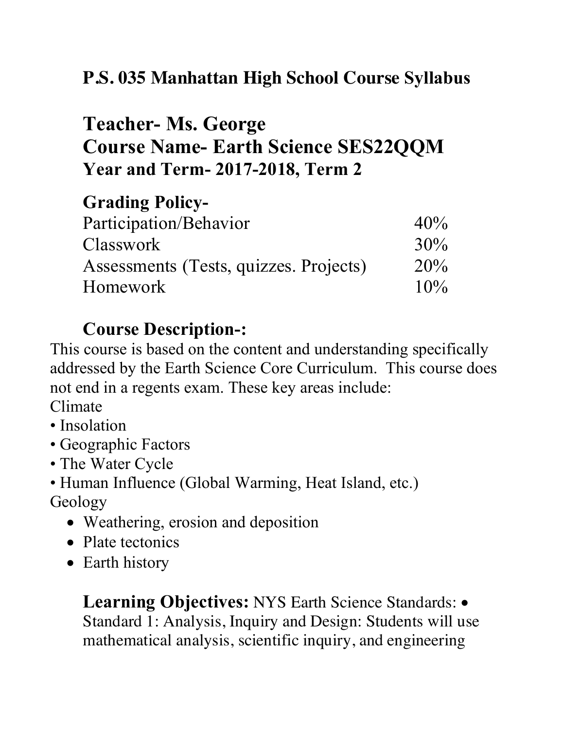## P.S. 035 Manhattan High School Course Syllabus

# Teacher- Ms. George
# Course Name- Earth Science SES22QQM
### Year and Term- 2017-2018, Term 2

## Grading Policy-

| | |
|---|---|
| Participation/Behavior | 40% |
| Classwork | 30% |
| Assessments (Tests, quizzes. Projects) | 20% |
| Homework | 10% |

## Course Description-:

This course is based on the content and understanding specifically addressed by the Earth Science Core Curriculum. This course does not end in a regents exam. These key areas include:

Climate

- Insolation
- Geographic Factors
- The Water Cycle
- Human Influence (Global Warming, Heat Island, etc.)

Geology

- Weathering, erosion and deposition
- Plate tectonics
- Earth history

**Learning Objectives:** NYS Earth Science Standards: • Standard 1: Analysis, Inquiry and Design: Students will use mathematical analysis, scientific inquiry, and engineering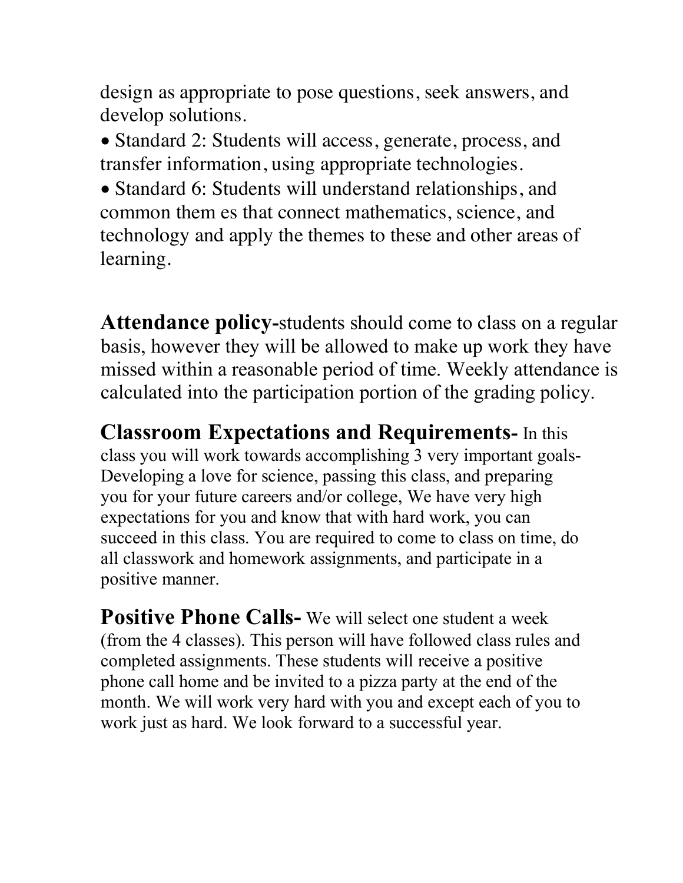design as appropriate to pose questions, seek answers, and develop solutions.

- Standard 2: Students will access, generate, process, and transfer information, using appropriate technologies.
- Standard 6: Students will understand relationships, and common them es that connect mathematics, science, and technology and apply the themes to these and other areas of learning.

**Attendance policy-**students should come to class on a regular basis, however they will be allowed to make up work they have missed within a reasonable period of time. Weekly attendance is calculated into the participation portion of the grading policy.

**Classroom Expectations and Requirements-** In this class you will work towards accomplishing 3 very important goals- Developing a love for science, passing this class, and preparing you for your future careers and/or college, We have very high expectations for you and know that with hard work, you can succeed in this class. You are required to come to class on time, do all classwork and homework assignments, and participate in a positive manner.

**Positive Phone Calls-** We will select one student a week (from the 4 classes). This person will have followed class rules and completed assignments. These students will receive a positive phone call home and be invited to a pizza party at the end of the month. We will work very hard with you and except each of you to work just as hard. We look forward to a successful year.